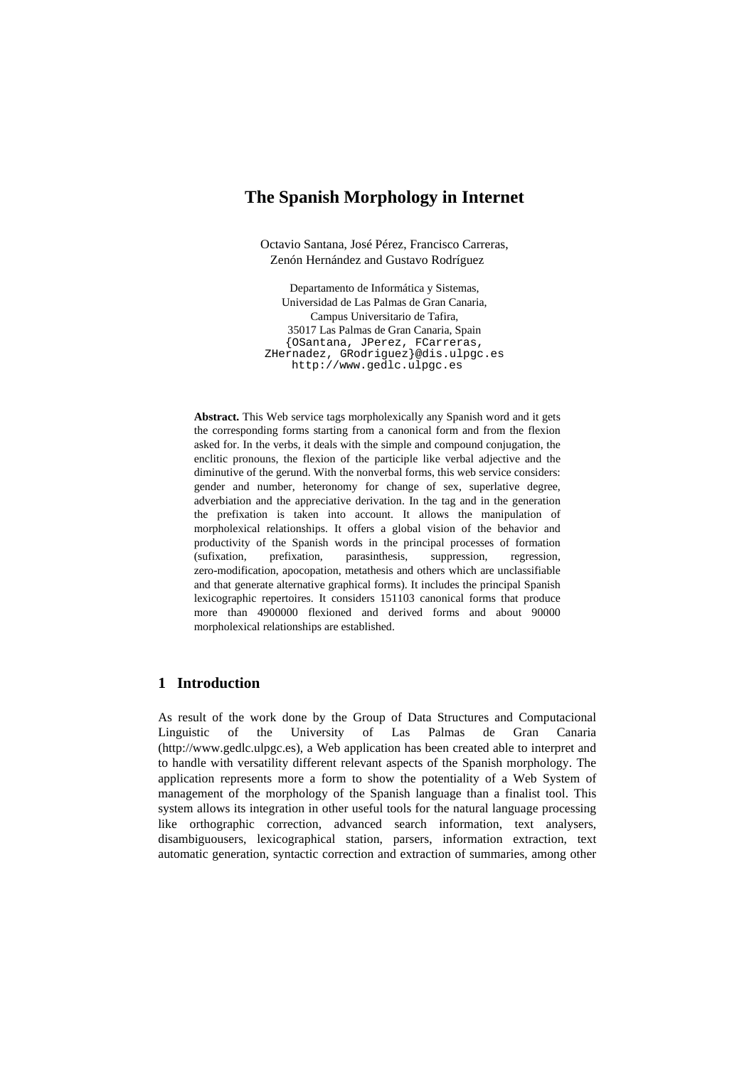# The Spanish Morphology in Internet

Octavio Santana, José Pérez, Francisco Carreras,
Zenón Hernández and Gustavo Rodríguez

Departamento de Informática y Sistemas,
Universidad de Las Palmas de Gran Canaria,
Campus Universitario de Tafira,
35017 Las Palmas de Gran Canaria, Spain
{OSantana, JPerez, FCarreras,
ZHernadez, GRodriguez}@dis.ulpgc.es
http://www.gedlc.ulpgc.es

**Abstract.** This Web service tags morpholexically any Spanish word and it gets the corresponding forms starting from a canonical form and from the flexion asked for. In the verbs, it deals with the simple and compound conjugation, the enclitic pronouns, the flexion of the participle like verbal adjective and the diminutive of the gerund. With the nonverbal forms, this web service considers: gender and number, heteronomy for change of sex, superlative degree, adverbiation and the appreciative derivation. In the tag and in the generation the prefixation is taken into account. It allows the manipulation of morpholexical relationships. It offers a global vision of the behavior and productivity of the Spanish words in the principal processes of formation (sufixation, prefixation, parasinthesis, suppression, regression, zero-modification, apocopation, metathesis and others which are unclassifiable and that generate alternative graphical forms). It includes the principal Spanish lexicographic repertoires. It considers 151103 canonical forms that produce more than 4900000 flexioned and derived forms and about 90000 morpholexical relationships are established.

## 1 Introduction

As result of the work done by the Group of Data Structures and Computacional Linguistic of the University of Las Palmas de Gran Canaria (http://www.gedlc.ulpgc.es), a Web application has been created able to interpret and to handle with versatility different relevant aspects of the Spanish morphology. The application represents more a form to show the potentiality of a Web System of management of the morphology of the Spanish language than a finalist tool. This system allows its integration in other useful tools for the natural language processing like orthographic correction, advanced search information, text analysers, disambiguousers, lexicographical station, parsers, information extraction, text automatic generation, syntactic correction and extraction of summaries, among other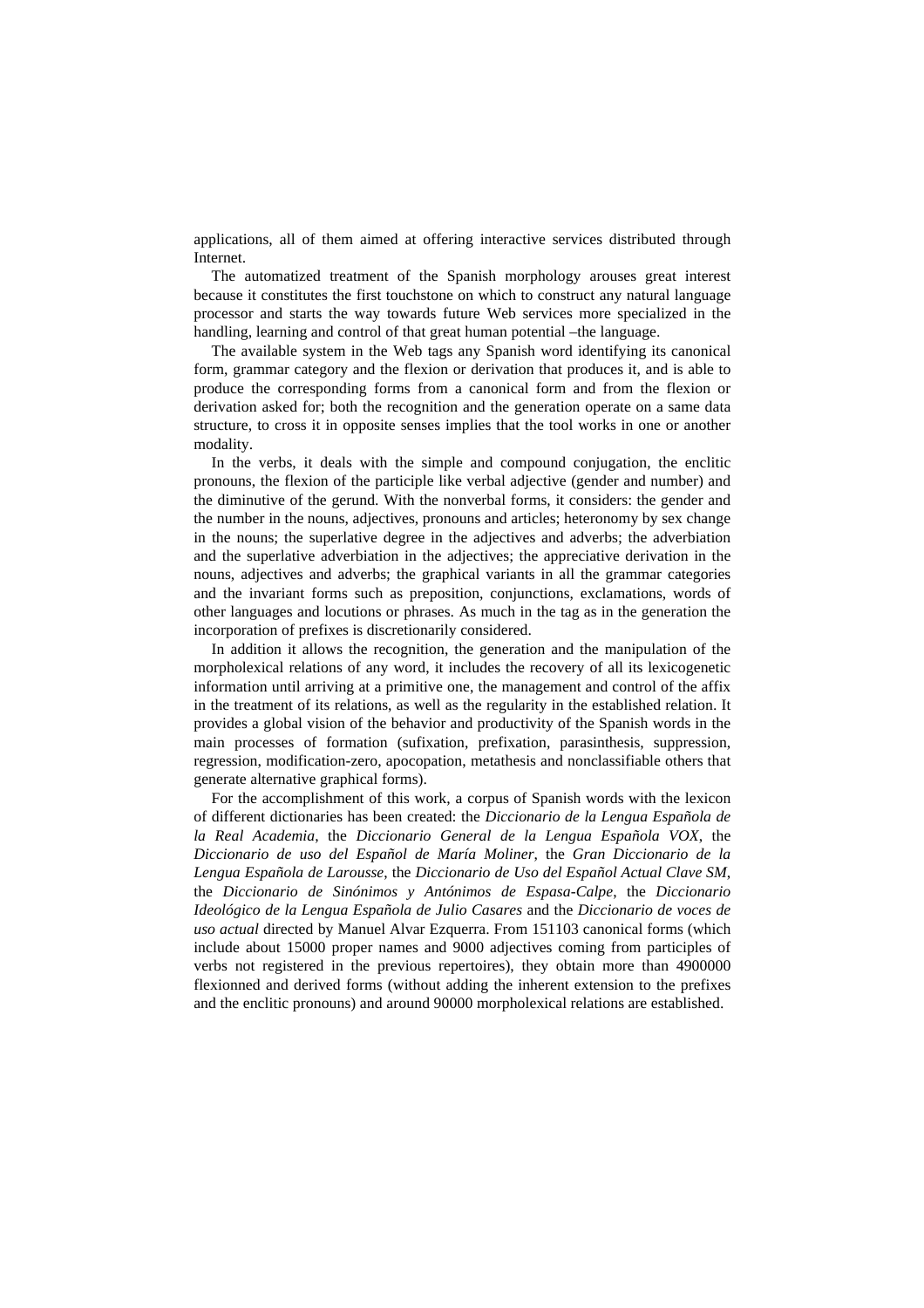applications, all of them aimed at offering interactive services distributed through Internet.

The automatized treatment of the Spanish morphology arouses great interest because it constitutes the first touchstone on which to construct any natural language processor and starts the way towards future Web services more specialized in the handling, learning and control of that great human potential –the language.

The available system in the Web tags any Spanish word identifying its canonical form, grammar category and the flexion or derivation that produces it, and is able to produce the corresponding forms from a canonical form and from the flexion or derivation asked for; both the recognition and the generation operate on a same data structure, to cross it in opposite senses implies that the tool works in one or another modality.

In the verbs, it deals with the simple and compound conjugation, the enclitic pronouns, the flexion of the participle like verbal adjective (gender and number) and the diminutive of the gerund. With the nonverbal forms, it considers: the gender and the number in the nouns, adjectives, pronouns and articles; heteronomy by sex change in the nouns; the superlative degree in the adjectives and adverbs; the adverbiation and the superlative adverbiation in the adjectives; the appreciative derivation in the nouns, adjectives and adverbs; the graphical variants in all the grammar categories and the invariant forms such as preposition, conjunctions, exclamations, words of other languages and locutions or phrases. As much in the tag as in the generation the incorporation of prefixes is discretionarily considered.

In addition it allows the recognition, the generation and the manipulation of the morpholexical relations of any word, it includes the recovery of all its lexicogenetic information until arriving at a primitive one, the management and control of the affix in the treatment of its relations, as well as the regularity in the established relation. It provides a global vision of the behavior and productivity of the Spanish words in the main processes of formation (sufixation, prefixation, parasinthesis, suppression, regression, modification-zero, apocopation, metathesis and nonclassifiable others that generate alternative graphical forms).

For the accomplishment of this work, a corpus of Spanish words with the lexicon of different dictionaries has been created: the *Diccionario de la Lengua Española de la Real Academia*, the *Diccionario General de la Lengua Española VOX*, the *Diccionario de uso del Español de María Moliner*, the *Gran Diccionario de la Lengua Española de Larousse*, the *Diccionario de Uso del Español Actual Clave SM*, the *Diccionario de Sinónimos y Antónimos de Espasa-Calpe*, the *Diccionario Ideológico de la Lengua Española de Julio Casares* and the *Diccionario de voces de uso actual* directed by Manuel Alvar Ezquerra. From 151103 canonical forms (which include about 15000 proper names and 9000 adjectives coming from participles of verbs not registered in the previous repertoires), they obtain more than 4900000 flexionned and derived forms (without adding the inherent extension to the prefixes and the enclitic pronouns) and around 90000 morpholexical relations are established.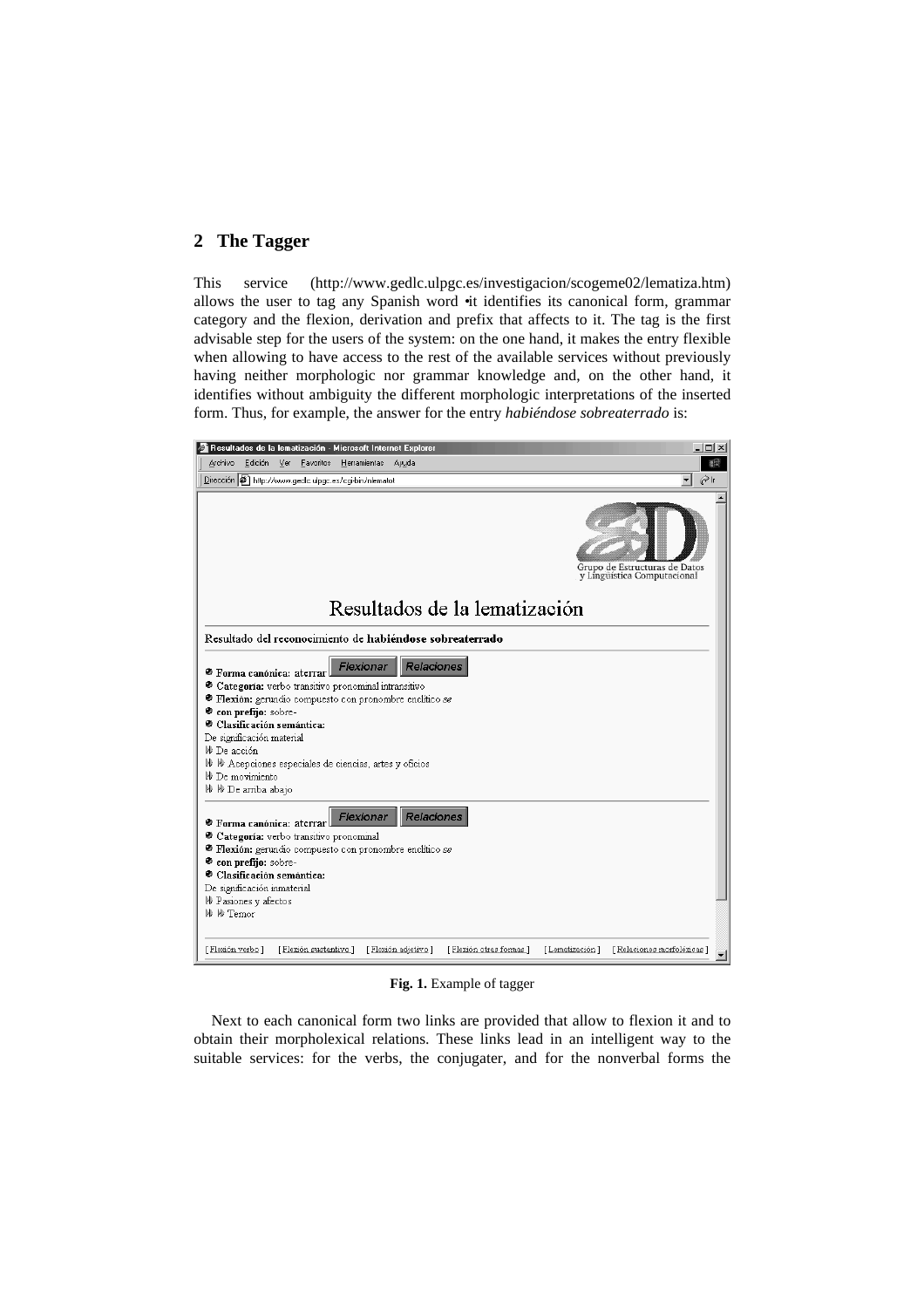## 2 The Tagger

This service (http://www.gedlc.ulpgc.es/investigacion/scogeme02/lematiza.htm) allows the user to tag any Spanish word •it identifies its canonical form, grammar category and the flexion, derivation and prefix that affects to it. The tag is the first advisable step for the users of the system: on the one hand, it makes the entry flexible when allowing to have access to the rest of the available services without previously having neither morphologic nor grammar knowledge and, on the other hand, it identifies without ambiguity the different morphologic interpretations of the inserted form. Thus, for example, the answer for the entry *habiéndose sobreaterrado* is:

**Fig. 1.** Example of tagger

Next to each canonical form two links are provided that allow to flexion it and to obtain their morpholexical relations. These links lead in an intelligent way to the suitable services: for the verbs, the conjugater, and for the nonverbal forms the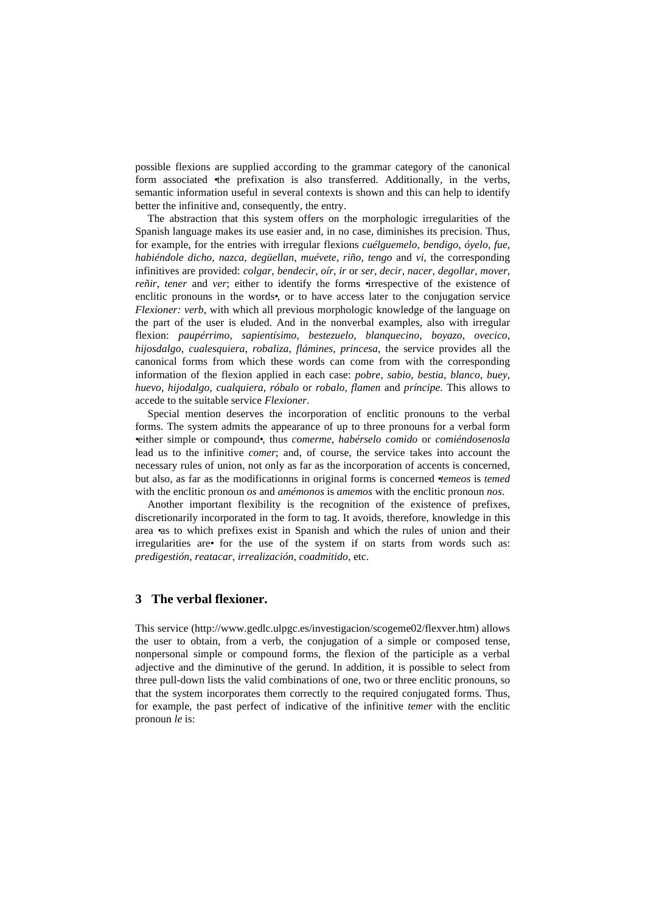possible flexions are supplied according to the grammar category of the canonical form associated •the prefixation is also transferred. Additionally, in the verbs, semantic information useful in several contexts is shown and this can help to identify better the infinitive and, consequently, the entry.

The abstraction that this system offers on the morphologic irregularities of the Spanish language makes its use easier and, in no case, diminishes its precision. Thus, for example, for the entries with irregular flexions *cuélguemelo*, *bendigo*, *óyelo*, *fue*, *habiéndole dicho*, *nazca*, *degüellan*, *muévete*, *riño*, *tengo* and *vi*, the corresponding infinitives are provided: *colgar*, *bendecir*, *oír*, *ir* or *ser*, *decir*, *nacer*, *degollar*, *mover*, *reñir*, *tener* and *ver*; either to identify the forms •irrespective of the existence of enclitic pronouns in the words•, or to have access later to the conjugation service *Flexioner: verb*, with which all previous morphologic knowledge of the language on the part of the user is eluded. And in the nonverbal examples, also with irregular flexion: *paupérrimo*, *sapientísimo*, *bestezuelo*, *blanquecino*, *boyazo*, *ovecico*, *hijosdalgo*, *cualesquiera*, *robaliza*, *flámines*, *princesa*, the service provides all the canonical forms from which these words can come from with the corresponding information of the flexion applied in each case: *pobre*, *sabio*, *bestia*, *blanco*, *buey*, *huevo*, *hijodalgo*, *cualquiera*, *róbalo* or *robalo*, *flamen* and *príncipe*. This allows to accede to the suitable service *Flexioner*.

Special mention deserves the incorporation of enclitic pronouns to the verbal forms. The system admits the appearance of up to three pronouns for a verbal form •either simple or compound•, thus *comerme*, *habérselo comido* or *comiéndosenosla* lead us to the infinitive *comer*; and, of course, the service takes into account the necessary rules of union, not only as far as the incorporation of accents is concerned, but also, as far as the modificationns in original forms is concerned •*temeos* is *temed* with the enclitic pronoun *os* and *amémonos* is *amemos* with the enclitic pronoun *nos*.

Another important flexibility is the recognition of the existence of prefixes, discretionarily incorporated in the form to tag. It avoids, therefore, knowledge in this area •as to which prefixes exist in Spanish and which the rules of union and their irregularities are• for the use of the system if on starts from words such as: *predigestión*, *reatacar*, *irrealización*, *coadmitido*, etc.

## 3 The verbal flexioner.

This service (http://www.gedlc.ulpgc.es/investigacion/scogeme02/flexver.htm) allows the user to obtain, from a verb, the conjugation of a simple or composed tense, nonpersonal simple or compound forms, the flexion of the participle as a verbal adjective and the diminutive of the gerund. In addition, it is possible to select from three pull-down lists the valid combinations of one, two or three enclitic pronouns, so that the system incorporates them correctly to the required conjugated forms. Thus, for example, the past perfect of indicative of the infinitive *temer* with the enclitic pronoun *le* is: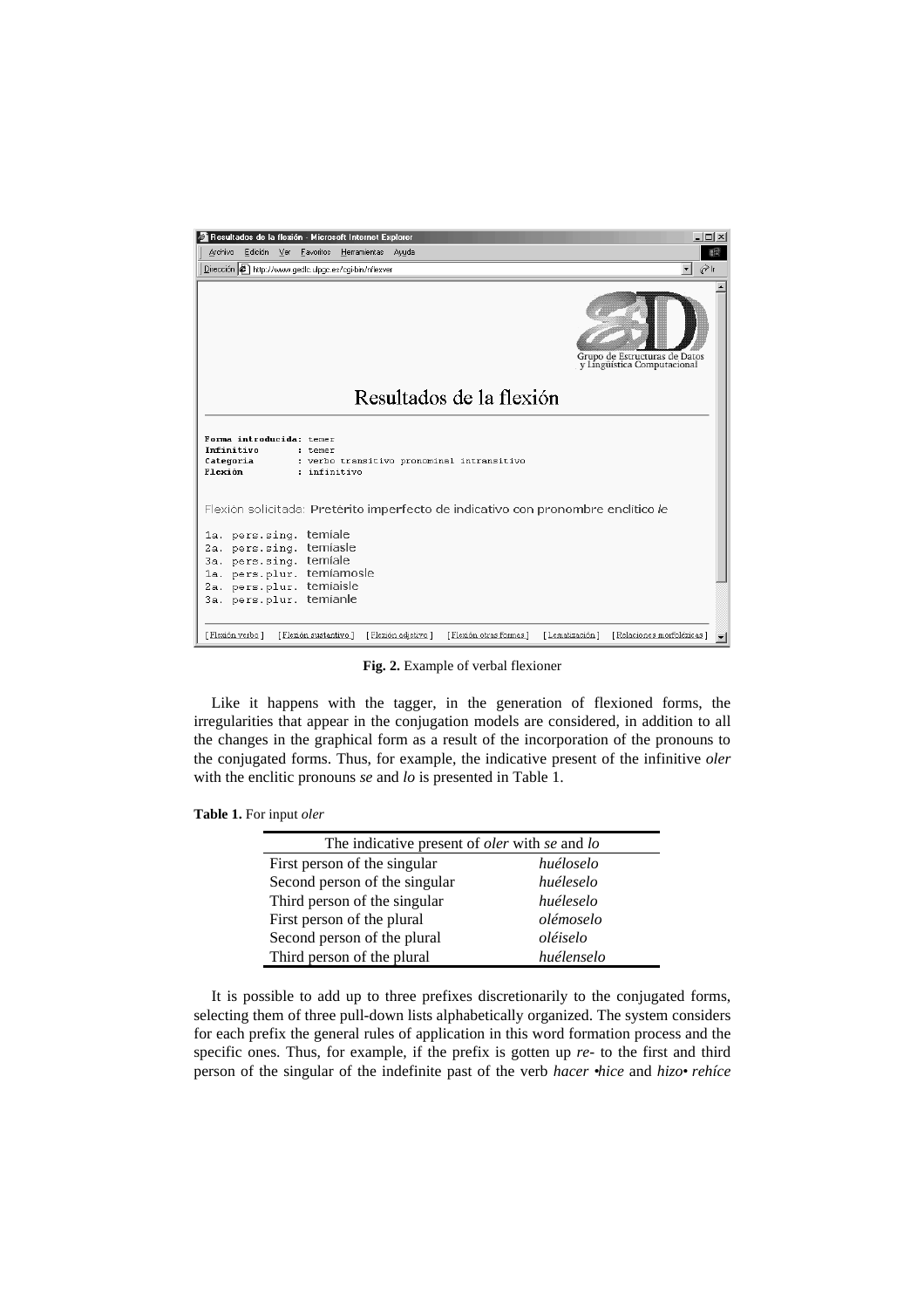**Fig. 2.** Example of verbal flexioner

Like it happens with the tagger, in the generation of flexioned forms, the irregularities that appear in the conjugation models are considered, in addition to all the changes in the graphical form as a result of the incorporation of the pronouns to the conjugated forms. Thus, for example, the indicative present of the infinitive *oler* with the enclitic pronouns *se* and *lo* is presented in Table 1.

**Table 1.** For input *oler*

| The indicative present of *oler* with *se* and *lo* | |
|---|---|
| First person of the singular | *huéloselo* |
| Second person of the singular | *huéleselo* |
| Third person of the singular | *huéleselo* |
| First person of the plural | *olémoselo* |
| Second person of the plural | *oléiselo* |
| Third person of the plural | *huélenselo* |

It is possible to add up to three prefixes discretionarily to the conjugated forms, selecting them of three pull-down lists alphabetically organized. The system considers for each prefix the general rules of application in this word formation process and the specific ones. Thus, for example, if the prefix is gotten up *re-* to the first and third person of the singular of the indefinite past of the verb *hacer* •*hice* and *hizo*• *rehíce*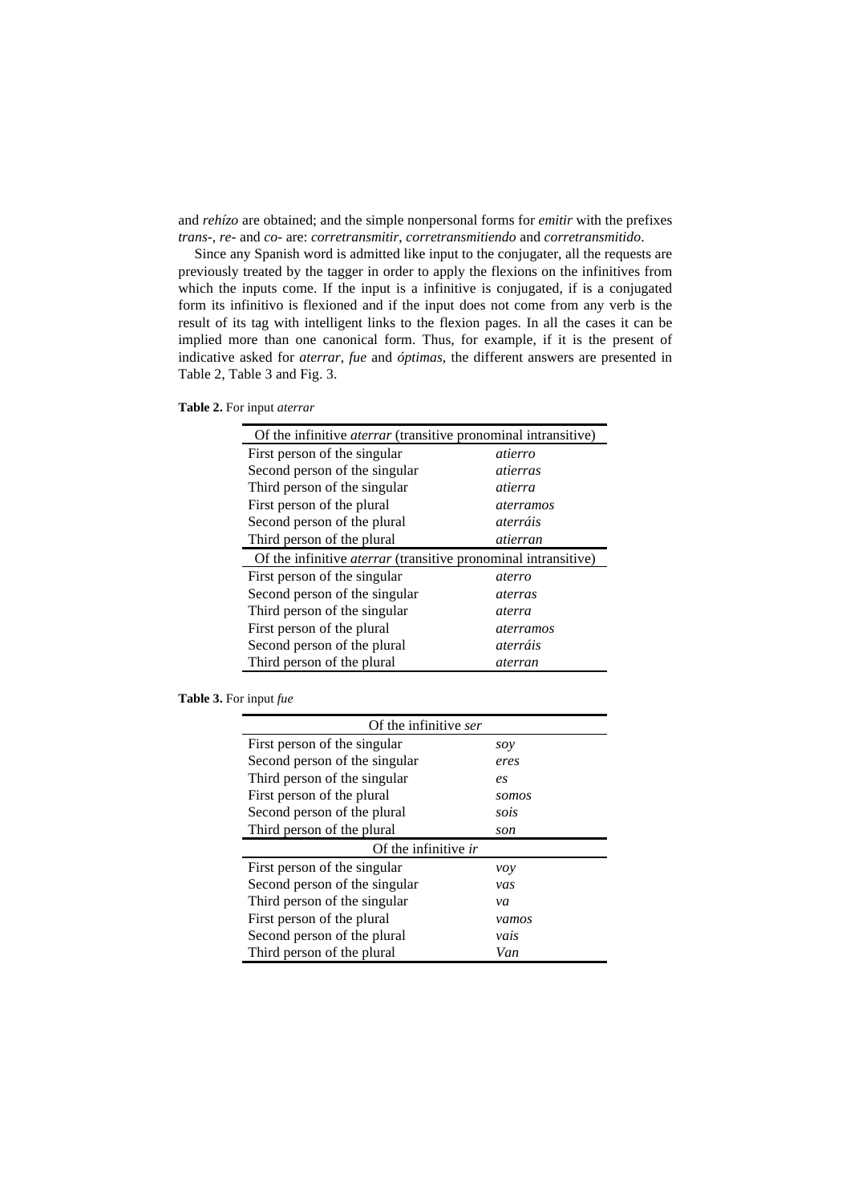and *rehízo* are obtained; and the simple nonpersonal forms for *emitir* with the prefixes *trans-*, *re-* and *co-* are: *corretransmitir*, *corretransmitiendo* and *corretransmitido*.

Since any Spanish word is admitted like input to the conjugater, all the requests are previously treated by the tagger in order to apply the flexions on the infinitives from which the inputs come. If the input is a infinitive is conjugated, if is a conjugated form its infinitivo is flexioned and if the input does not come from any verb is the result of its tag with intelligent links to the flexion pages. In all the cases it can be implied more than one canonical form. Thus, for example, if it is the present of indicative asked for *aterrar*, *fue* and *óptimas*, the different answers are presented in Table 2, Table 3 and Fig. 3.

**Table 2.** For input *aterrar*

| Of the infinitive *aterrar* (transitive pronominal intransitive) | |
|---|---|
| First person of the singular | *atierro* |
| Second person of the singular | *atierras* |
| Third person of the singular | *atierra* |
| First person of the plural | *aterramos* |
| Second person of the plural | *aterráis* |
| Third person of the plural | *atierran* |
| Of the infinitive *aterrar* (transitive pronominal intransitive) | |
| First person of the singular | *aterro* |
| Second person of the singular | *aterras* |
| Third person of the singular | *aterra* |
| First person of the plural | *aterramos* |
| Second person of the plural | *aterráis* |
| Third person of the plural | *aterran* |

**Table 3.** For input *fue*

| Of the infinitive *ser* | |
|---|---|
| First person of the singular | *soy* |
| Second person of the singular | *eres* |
| Third person of the singular | *es* |
| First person of the plural | *somos* |
| Second person of the plural | *sois* |
| Third person of the plural | *son* |
| Of the infinitive *ir* | |
| First person of the singular | *voy* |
| Second person of the singular | *vas* |
| Third person of the singular | *va* |
| First person of the plural | *vamos* |
| Second person of the plural | *vais* |
| Third person of the plural | *Van* |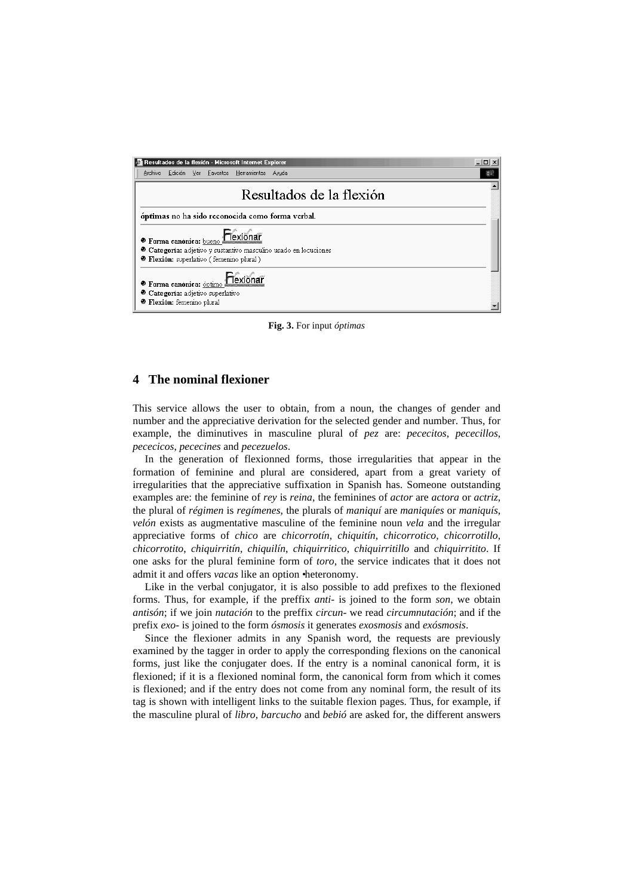**Fig. 3.** For input *óptimas*

## 4 The nominal flexioner

This service allows the user to obtain, from a noun, the changes of gender and number and the appreciative derivation for the selected gender and number. Thus, for example, the diminutives in masculine plural of *pez* are: *pececitos*, *pececillos*, *pececicos*, *pececines* and *pecezuelos*.

In the generation of flexionned forms, those irregularities that appear in the formation of feminine and plural are considered, apart from a great variety of irregularities that the appreciative suffixation in Spanish has. Someone outstanding examples are: the feminine of *rey* is *reina*, the feminines of *actor* are *actora* or *actriz*, the plural of *régimen* is *regímenes*, the plurals of *maniquí* are *maniquíes* or *maniquís*, *velón* exists as augmentative masculine of the feminine noun *vela* and the irregular appreciative forms of *chico* are *chicorrotín*, *chiquitín*, *chicorrotico*, *chicorrotillo*, *chicorrotito*, *chiquirritín*, *chiquilín*, *chiquirritico*, *chiquirritillo* and *chiquirritito*. If one asks for the plural feminine form of *toro*, the service indicates that it does not admit it and offers *vacas* like an option •heteronomy.

Like in the verbal conjugator, it is also possible to add prefixes to the flexioned forms. Thus, for example, if the preffix *anti-* is joined to the form *son*, we obtain *antisón*; if we join *nutación* to the preffix *circun-* we read *circumnutación*; and if the prefix *exo-* is joined to the form *ósmosis* it generates *exosmosis* and *exósmosis*.

Since the flexioner admits in any Spanish word, the requests are previously examined by the tagger in order to apply the corresponding flexions on the canonical forms, just like the conjugater does. If the entry is a nominal canonical form, it is flexioned; if it is a flexioned nominal form, the canonical form from which it comes is flexioned; and if the entry does not come from any nominal form, the result of its tag is shown with intelligent links to the suitable flexion pages. Thus, for example, if the masculine plural of *libro*, *barcucho* and *bebió* are asked for, the different answers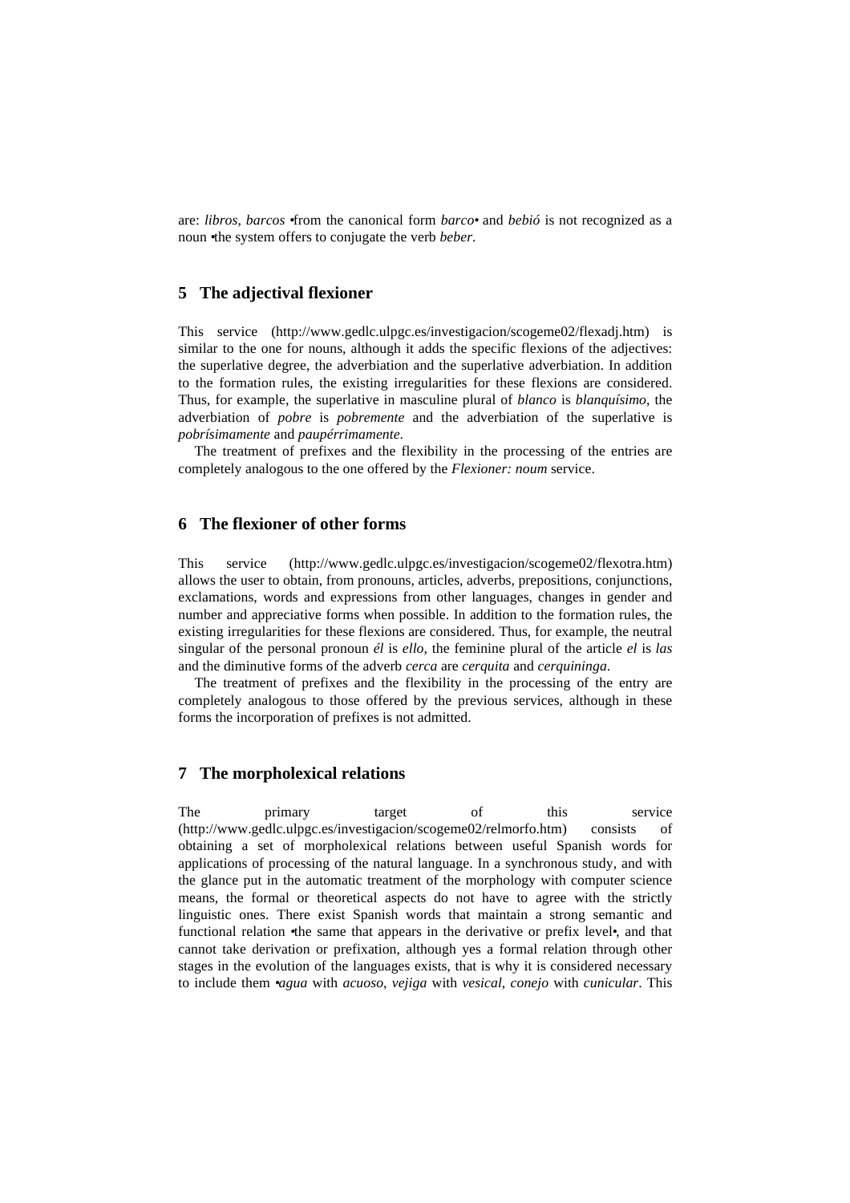are: *libros*, *barcos* •from the canonical form *barco*• and *bebió* is not recognized as a noun •the system offers to conjugate the verb *beber*.

## 5 The adjectival flexioner

This service (http://www.gedlc.ulpgc.es/investigacion/scogeme02/flexadj.htm) is similar to the one for nouns, although it adds the specific flexions of the adjectives: the superlative degree, the adverbiation and the superlative adverbiation. In addition to the formation rules, the existing irregularities for these flexions are considered. Thus, for example, the superlative in masculine plural of *blanco* is *blanquísimo*, the adverbiation of *pobre* is *pobremente* and the adverbiation of the superlative is *pobrísimamente* and *paupérrimamente*.

The treatment of prefixes and the flexibility in the processing of the entries are completely analogous to the one offered by the *Flexioner: noum* service.

## 6 The flexioner of other forms

This service (http://www.gedlc.ulpgc.es/investigacion/scogeme02/flexotra.htm) allows the user to obtain, from pronouns, articles, adverbs, prepositions, conjunctions, exclamations, words and expressions from other languages, changes in gender and number and appreciative forms when possible. In addition to the formation rules, the existing irregularities for these flexions are considered. Thus, for example, the neutral singular of the personal pronoun *él* is *ello*, the feminine plural of the article *el* is *las* and the diminutive forms of the adverb *cerca* are *cerquita* and *cerquininga*.

The treatment of prefixes and the flexibility in the processing of the entry are completely analogous to those offered by the previous services, although in these forms the incorporation of prefixes is not admitted.

## 7 The morpholexical relations

The primary target of this service (http://www.gedlc.ulpgc.es/investigacion/scogeme02/relmorfo.htm) consists of obtaining a set of morpholexical relations between useful Spanish words for applications of processing of the natural language. In a synchronous study, and with the glance put in the automatic treatment of the morphology with computer science means, the formal or theoretical aspects do not have to agree with the strictly linguistic ones. There exist Spanish words that maintain a strong semantic and functional relation •the same that appears in the derivative or prefix level•, and that cannot take derivation or prefixation, although yes a formal relation through other stages in the evolution of the languages exists, that is why it is considered necessary to include them •*agua* with *acuoso*, *vejiga* with *vesical*, *conejo* with *cunicular*. This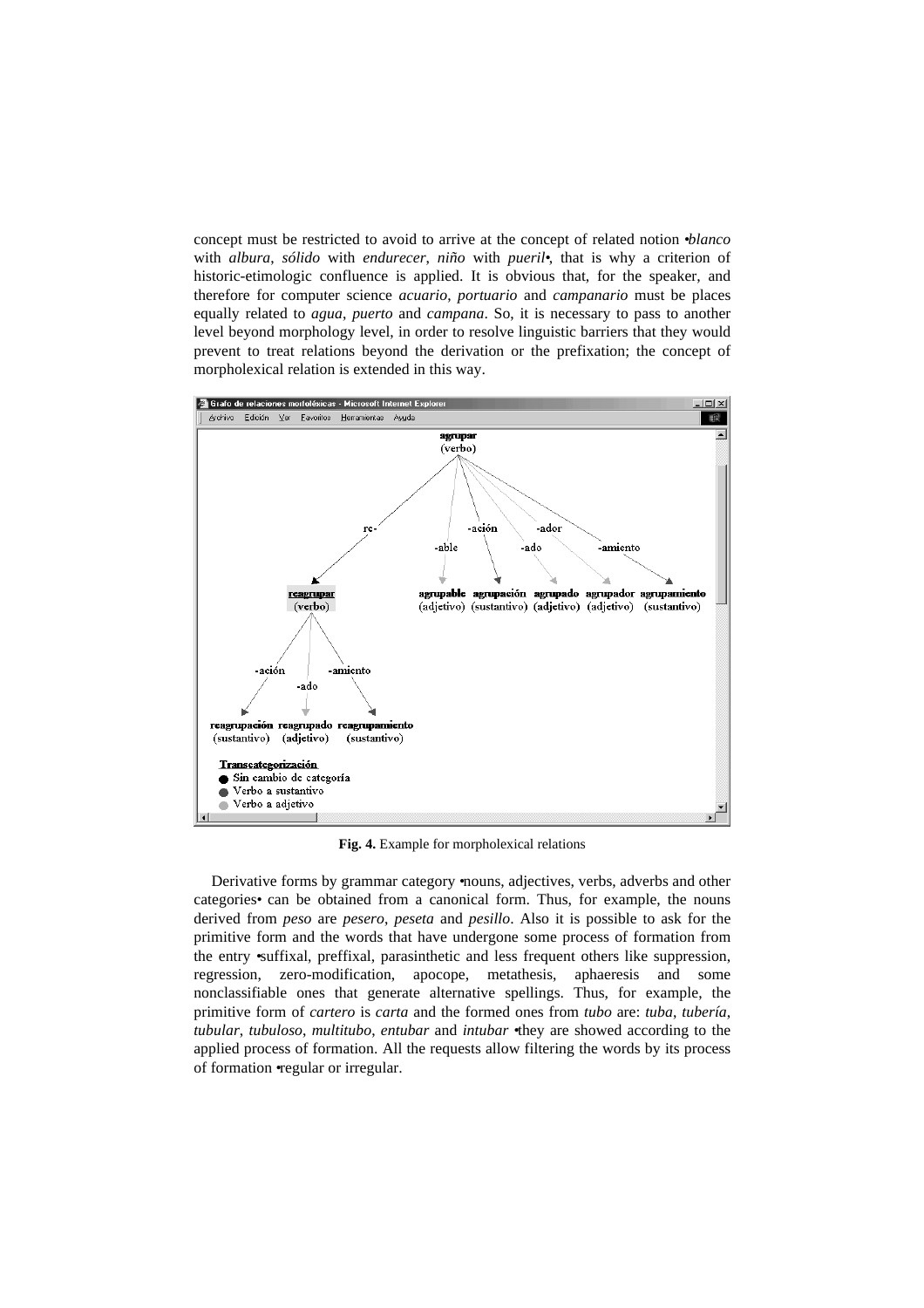concept must be restricted to avoid to arrive at the concept of related notion •*blanco* with *albura*, *sólido* with *endurecer*, *niño* with *pueril*•, that is why a criterion of historic-etimologic confluence is applied. It is obvious that, for the speaker, and therefore for computer science *acuario*, *portuario* and *campanario* must be places equally related to *agua*, *puerto* and *campana*. So, it is necessary to pass to another level beyond morphology level, in order to resolve linguistic barriers that they would prevent to treat relations beyond the derivation or the prefixation; the concept of morpholexical relation is extended in this way.

**Fig. 4.** Example for morpholexical relations

Derivative forms by grammar category •nouns, adjectives, verbs, adverbs and other categories• can be obtained from a canonical form. Thus, for example, the nouns derived from *peso* are *pesero*, *peseta* and *pesillo*. Also it is possible to ask for the primitive form and the words that have undergone some process of formation from the entry •suffixal, preffixal, parasinthetic and less frequent others like suppression, regression, zero-modification, apocope, metathesis, aphaeresis and some nonclassifiable ones that generate alternative spellings. Thus, for example, the primitive form of *cartero* is *carta* and the formed ones from *tubo* are: *tuba*, *tubería*, *tubular*, *tubuloso*, *multitubo*, *entubar* and *intubar* •they are showed according to the applied process of formation. All the requests allow filtering the words by its process of formation •regular or irregular.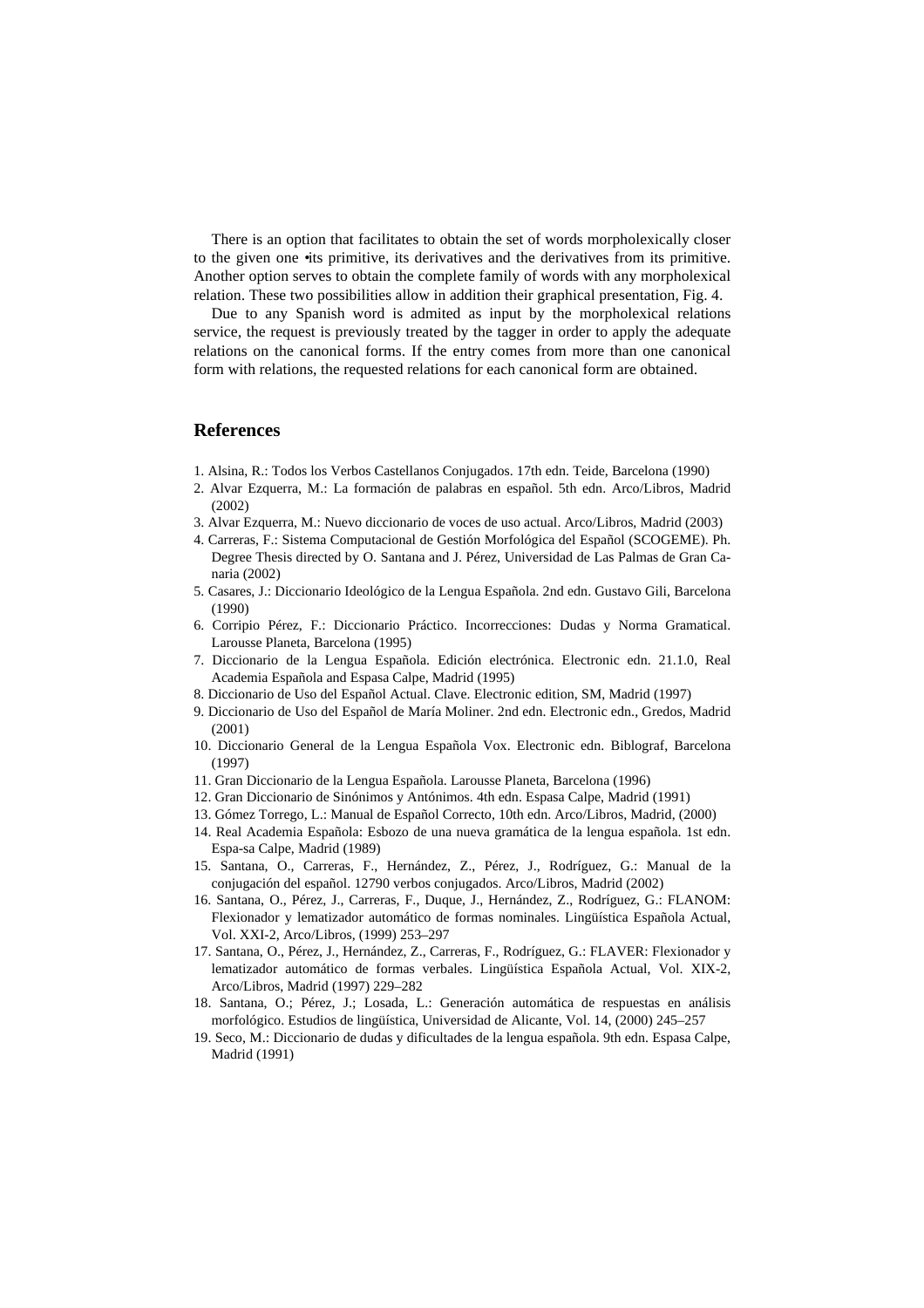There is an option that facilitates to obtain the set of words morpholexically closer to the given one •its primitive, its derivatives and the derivatives from its primitive. Another option serves to obtain the complete family of words with any morpholexical relation. These two possibilities allow in addition their graphical presentation, Fig. 4.

Due to any Spanish word is admited as input by the morpholexical relations service, the request is previously treated by the tagger in order to apply the adequate relations on the canonical forms. If the entry comes from more than one canonical form with relations, the requested relations for each canonical form are obtained.

## References

1. Alsina, R.: Todos los Verbos Castellanos Conjugados. 17th edn. Teide, Barcelona (1990)
2. Alvar Ezquerra, M.: La formación de palabras en español. 5th edn. Arco/Libros, Madrid (2002)
3. Alvar Ezquerra, M.: Nuevo diccionario de voces de uso actual. Arco/Libros, Madrid (2003)
4. Carreras, F.: Sistema Computacional de Gestión Morfológica del Español (SCOGEME). Ph. Degree Thesis directed by O. Santana and J. Pérez, Universidad de Las Palmas de Gran Canaria (2002)
5. Casares, J.: Diccionario Ideológico de la Lengua Española. 2nd edn. Gustavo Gili, Barcelona (1990)
6. Corripio Pérez, F.: Diccionario Práctico. Incorrecciones: Dudas y Norma Gramatical. Larousse Planeta, Barcelona (1995)
7. Diccionario de la Lengua Española. Edición electrónica. Electronic edn. 21.1.0, Real Academia Española and Espasa Calpe, Madrid (1995)
8. Diccionario de Uso del Español Actual. Clave. Electronic edition, SM, Madrid (1997)
9. Diccionario de Uso del Español de María Moliner. 2nd edn. Electronic edn., Gredos, Madrid (2001)
10. Diccionario General de la Lengua Española Vox. Electronic edn. Bibliograf, Barcelona (1997)
11. Gran Diccionario de la Lengua Española. Larousse Planeta, Barcelona (1996)
12. Gran Diccionario de Sinónimos y Antónimos. 4th edn. Espasa Calpe, Madrid (1991)
13. Gómez Torrego, L.: Manual de Español Correcto, 10th edn. Arco/Libros, Madrid, (2000)
14. Real Academia Española: Esbozo de una nueva gramática de la lengua española. 1st edn. Espa-sa Calpe, Madrid (1989)
15. Santana, O., Carreras, F., Hernández, Z., Pérez, J., Rodríguez, G.: Manual de la conjugación del español. 12790 verbos conjugados. Arco/Libros, Madrid (2002)
16. Santana, O., Pérez, J., Carreras, F., Duque, J., Hernández, Z., Rodríguez, G.: FLANOM: Flexionador y lematizador automático de formas nominales. Lingüística Española Actual, Vol. XXI-2, Arco/Libros, (1999) 253–297
17. Santana, O., Pérez, J., Hernández, Z., Carreras, F., Rodríguez, G.: FLAVER: Flexionador y lematizador automático de formas verbales. Lingüística Española Actual, Vol. XIX-2, Arco/Libros, Madrid (1997) 229–282
18. Santana, O.; Pérez, J.; Losada, L.: Generación automática de respuestas en análisis morfológico. Estudios de lingüística, Universidad de Alicante, Vol. 14, (2000) 245–257
19. Seco, M.: Diccionario de dudas y dificultades de la lengua española. 9th edn. Espasa Calpe, Madrid (1991)